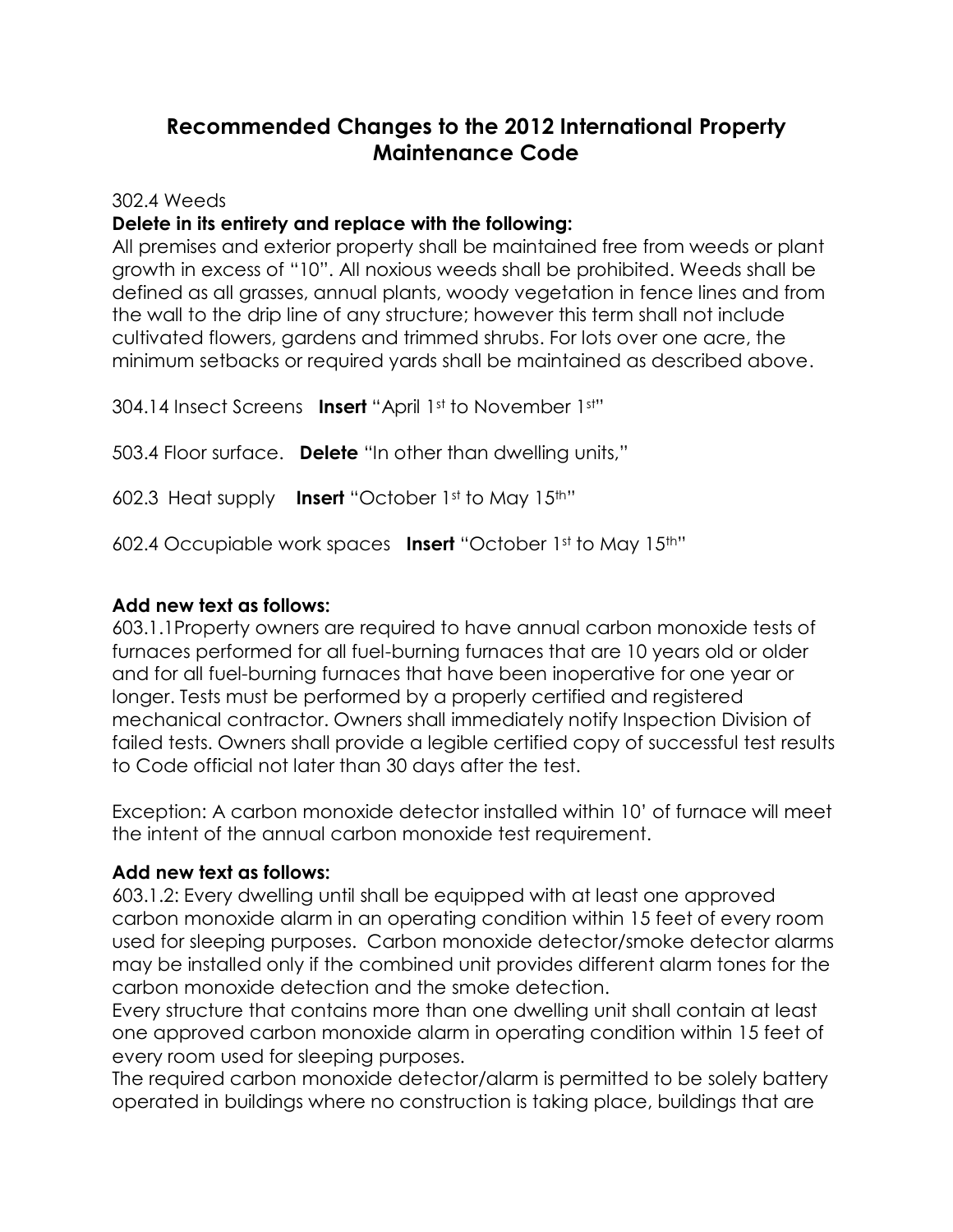# Recommended Changes to the 2012 International Property Maintenance Code

302.4 Weeds

**Delete in its entirety and replace with the following:**

All premises and exterior property shall be maintained free from weeds or plant growth in excess of "10". All noxious weeds shall be prohibited. Weeds shall be defined as all grasses, annual plants, woody vegetation in fence lines and from the wall to the drip line of any structure; however this term shall not include cultivated flowers, gardens and trimmed shrubs. For lots over one acre, the minimum setbacks or required yards shall be maintained as described above.

304.14 Insect Screens **Insert** "April 1st to November 1st"

503.4 Floor surface. **Delete** "In other than dwelling units,"

602.3 Heat supply **Insert** "October 1st to May 15th"

602.4 Occupiable work spaces **Insert** "October 1st to May 15th"

**Add new text as follows:**

603.1.1Property owners are required to have annual carbon monoxide tests of furnaces performed for all fuel-burning furnaces that are 10 years old or older and for all fuel-burning furnaces that have been inoperative for one year or longer. Tests must be performed by a properly certified and registered mechanical contractor. Owners shall immediately notify Inspection Division of failed tests. Owners shall provide a legible certified copy of successful test results to Code official not later than 30 days after the test.

Exception: A carbon monoxide detector installed within 10' of furnace will meet the intent of the annual carbon monoxide test requirement.

**Add new text as follows:**

603.1.2: Every dwelling until shall be equipped with at least one approved carbon monoxide alarm in an operating condition within 15 feet of every room used for sleeping purposes. Carbon monoxide detector/smoke detector alarms may be installed only if the combined unit provides different alarm tones for the carbon monoxide detection and the smoke detection.

Every structure that contains more than one dwelling unit shall contain at least one approved carbon monoxide alarm in operating condition within 15 feet of every room used for sleeping purposes.

The required carbon monoxide detector/alarm is permitted to be solely battery operated in buildings where no construction is taking place, buildings that are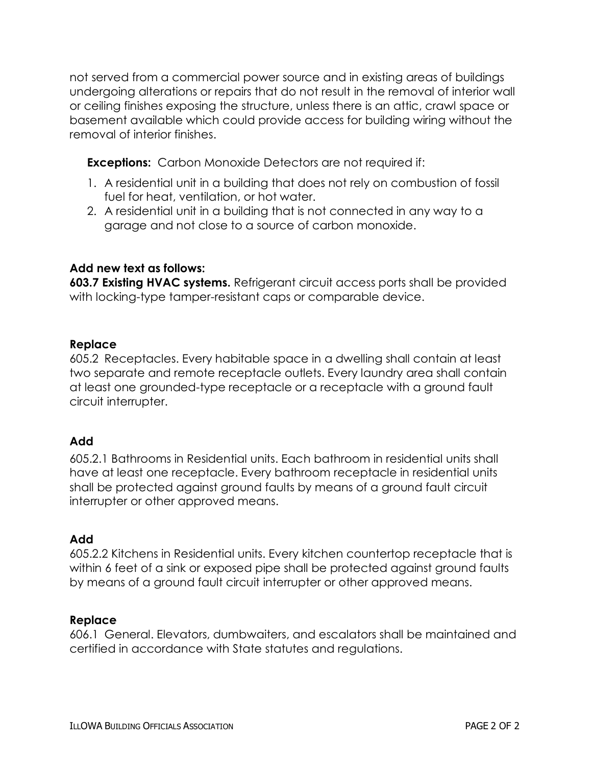not served from a commercial power source and in existing areas of buildings undergoing alterations or repairs that do not result in the removal of interior wall or ceiling finishes exposing the structure, unless there is an attic, crawl space or basement available which could provide access for building wiring without the removal of interior finishes.

**Exceptions:** Carbon Monoxide Detectors are not required if:

1. A residential unit in a building that does not rely on combustion of fossil fuel for heat, ventilation, or hot water.
2. A residential unit in a building that is not connected in any way to a garage and not close to a source of carbon monoxide.

**Add new text as follows:**
**603.7 Existing HVAC systems.** Refrigerant circuit access ports shall be provided with locking-type tamper-resistant caps or comparable device.

**Replace**
605.2 Receptacles. Every habitable space in a dwelling shall contain at least two separate and remote receptacle outlets. Every laundry area shall contain at least one grounded-type receptacle or a receptacle with a ground fault circuit interrupter.

**Add**
605.2.1 Bathrooms in Residential units. Each bathroom in residential units shall have at least one receptacle. Every bathroom receptacle in residential units shall be protected against ground faults by means of a ground fault circuit interrupter or other approved means.

**Add**
605.2.2 Kitchens in Residential units. Every kitchen countertop receptacle that is within 6 feet of a sink or exposed pipe shall be protected against ground faults by means of a ground fault circuit interrupter or other approved means.

**Replace**
606.1 General. Elevators, dumbwaiters, and escalators shall be maintained and certified in accordance with State statutes and regulations.